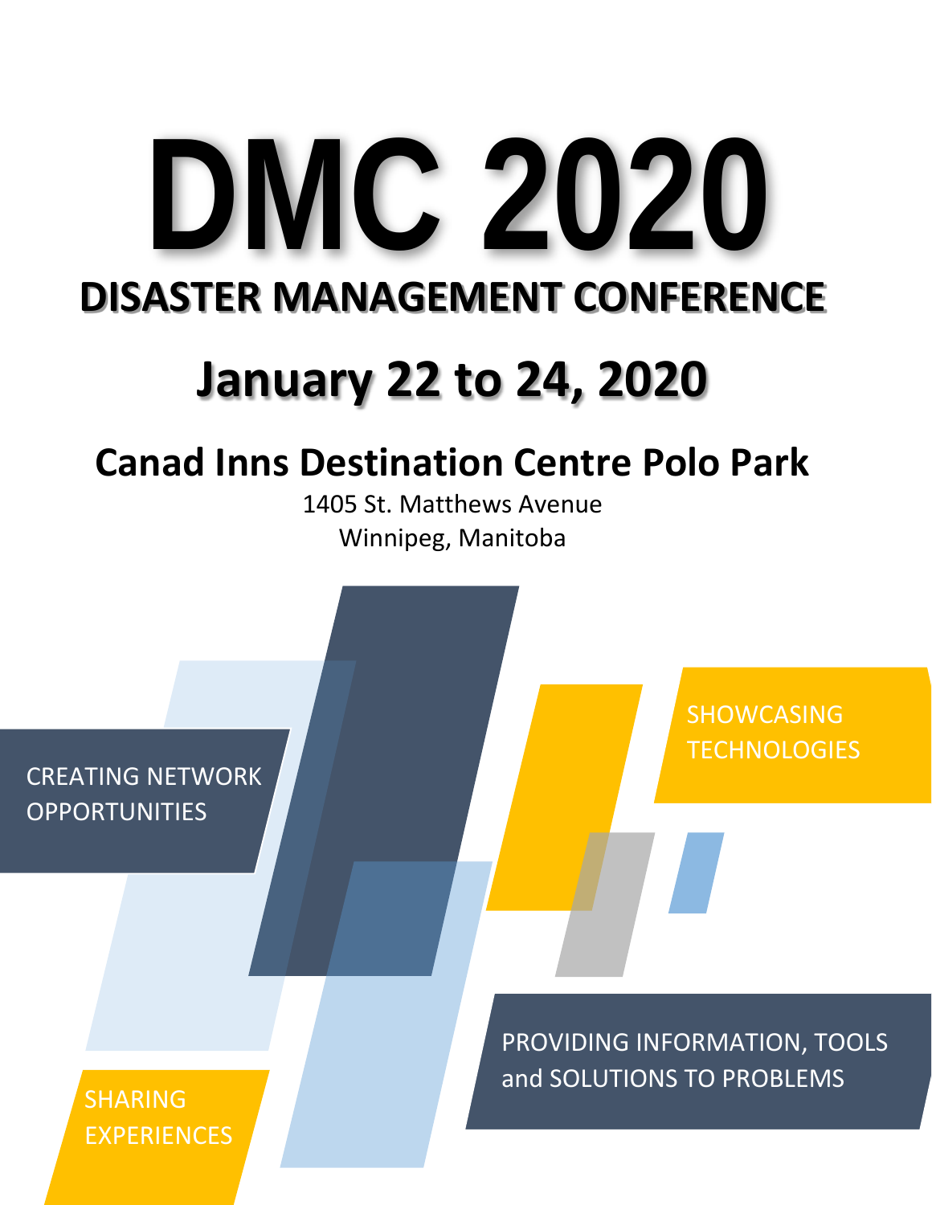# DMC 2020

## DISASTER MANAGEMENT CONFERENCE

## January 22 to 24, 2020

### Canad Inns Destination Centre Polo Park

1405 St. Matthews Avenue
Winnipeg, Manitoba

CREATING NETWORK OPPORTUNITIES

SHOWCASING TECHNOLOGIES

PROVIDING INFORMATION, TOOLS and SOLUTIONS TO PROBLEMS

SHARING EXPERIENCES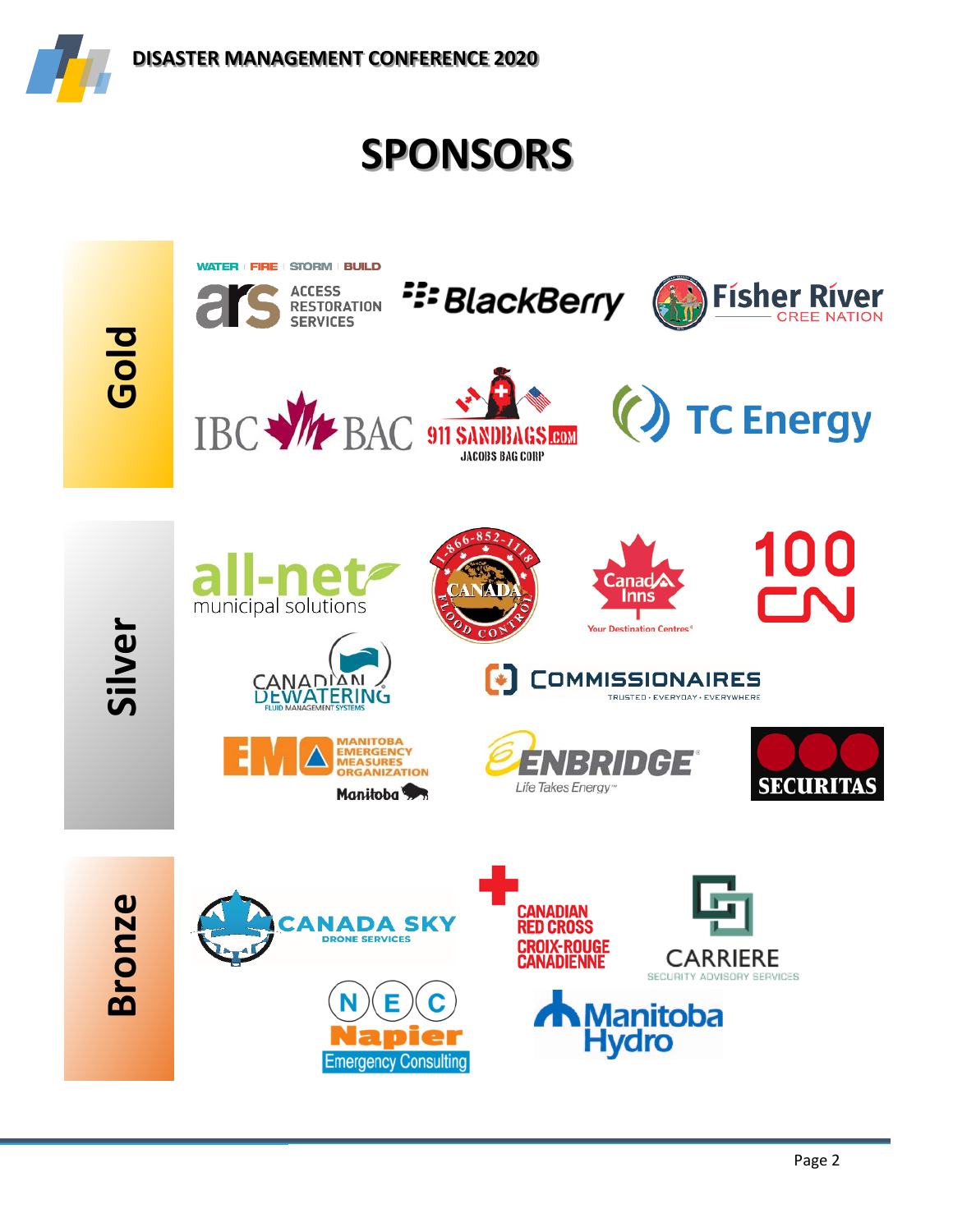# SPONSORS

## Gold

WATER | FIRE | STORM | BUILD
ars ACCESS RESTORATION SERVICES

BlackBerry

Fisher River CREE NATION

IBC BAC

911 SANDBAGS.COM
JACOBS BAG CORP

TC Energy

## Silver

all-net municipal solutions

1-866-852-1118 CANADA FLOOD CONTROL

Canad Inns
Your Destination Centres

100 CN

CANADIAN DEWATERING
FLUID MANAGEMENT SYSTEMS

COMMISSIONAIRES
TRUSTED · EVERYDAY · EVERYWHERE

EMO MANITOBA EMERGENCY MEASURES ORGANIZATION
Manitoba

ENBRIDGE
Life Takes Energy

SECURITAS

## Bronze

CANADA SKY
DRONE SERVICES

CANADIAN RED CROSS
CROIX-ROUGE CANADIENNE

CARRIERE
SECURITY ADVISORY SERVICES

N E C
Napier
Emergency Consulting

Manitoba Hydro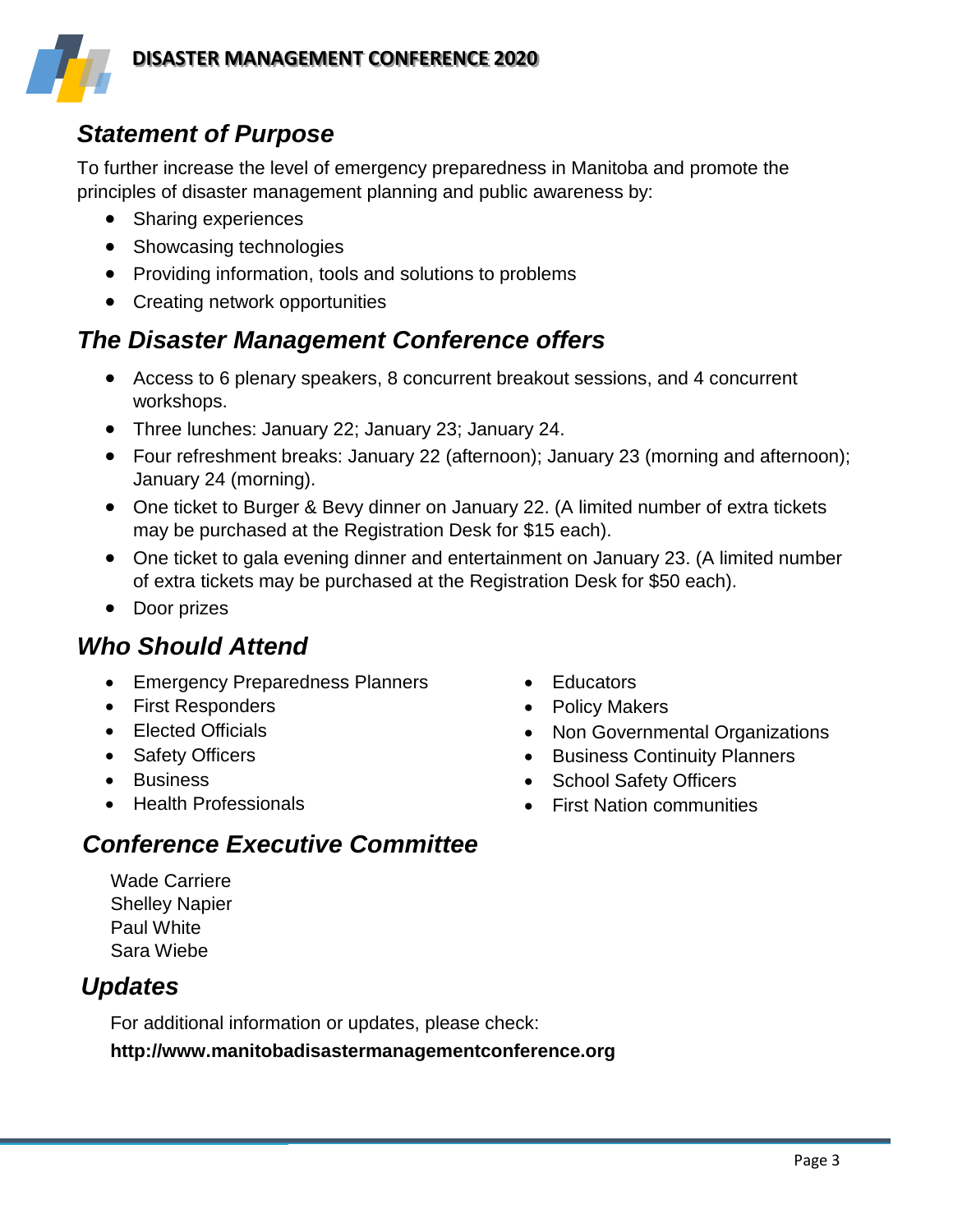## *Statement of Purpose*

To further increase the level of emergency preparedness in Manitoba and promote the principles of disaster management planning and public awareness by:

- Sharing experiences
- Showcasing technologies
- Providing information, tools and solutions to problems
- Creating network opportunities

## *The Disaster Management Conference offers*

- Access to 6 plenary speakers, 8 concurrent breakout sessions, and 4 concurrent workshops.
- Three lunches: January 22; January 23; January 24.
- Four refreshment breaks: January 22 (afternoon); January 23 (morning and afternoon); January 24 (morning).
- One ticket to Burger & Bevy dinner on January 22. (A limited number of extra tickets may be purchased at the Registration Desk for $15 each).
- One ticket to gala evening dinner and entertainment on January 23. (A limited number of extra tickets may be purchased at the Registration Desk for $50 each).
- Door prizes

## *Who Should Attend*

- Emergency Preparedness Planners
- First Responders
- Elected Officials
- Safety Officers
- Business
- Health Professionals
- Educators
- Policy Makers
- Non Governmental Organizations
- Business Continuity Planners
- School Safety Officers
- First Nation communities

## *Conference Executive Committee*

Wade Carriere
Shelley Napier
Paul White
Sara Wiebe

## *Updates*

For additional information or updates, please check:

**http://www.manitobadisastermanagementconference.org**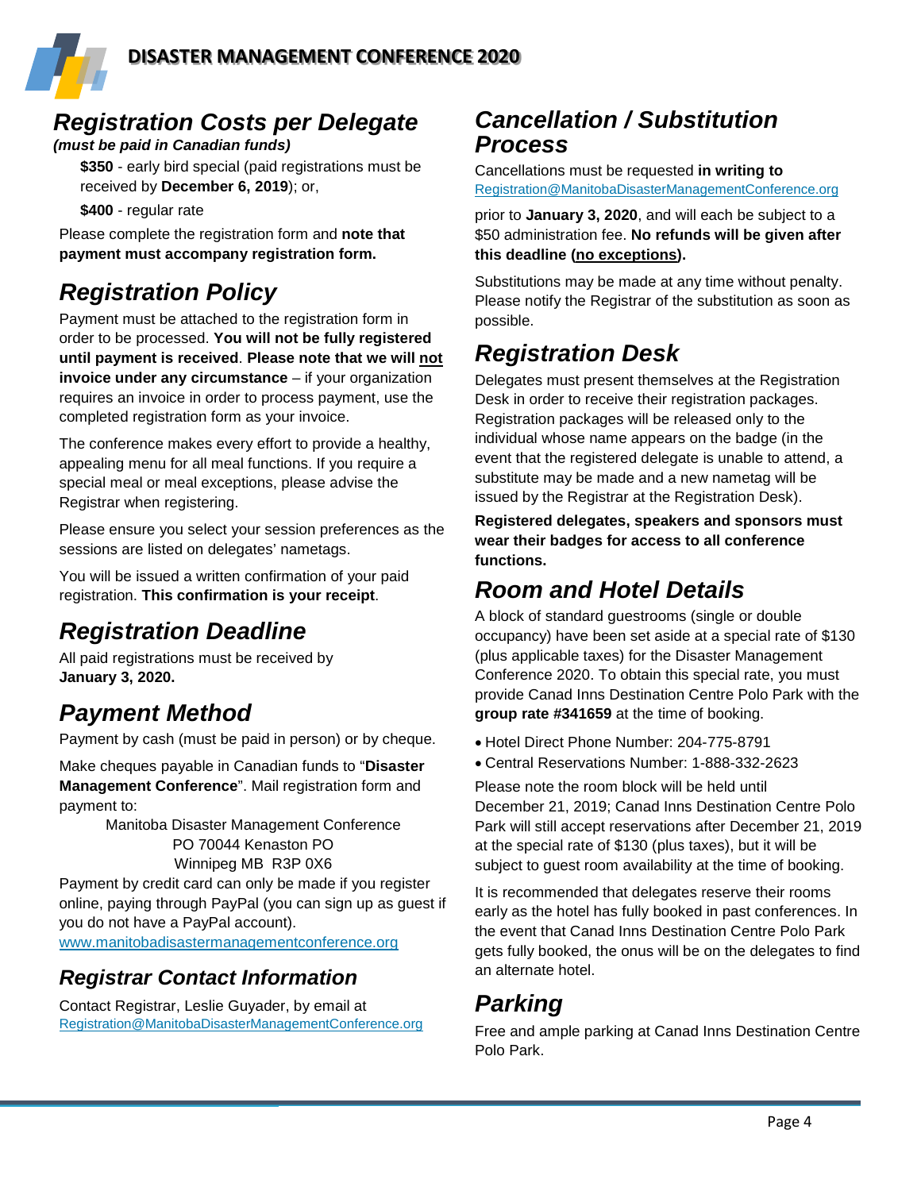## Registration Costs per Delegate

***(must be paid in Canadian funds)***

**$350** - early bird special (paid registrations must be received by **December 6, 2019**); or,

**$400** - regular rate

Please complete the registration form and **note that payment must accompany registration form.**

## Registration Policy

Payment must be attached to the registration form in order to be processed. **You will not be fully registered until payment is received**. **Please note that we will not invoice under any circumstance** – if your organization requires an invoice in order to process payment, use the completed registration form as your invoice.

The conference makes every effort to provide a healthy, appealing menu for all meal functions. If you require a special meal or meal exceptions, please advise the Registrar when registering.

Please ensure you select your session preferences as the sessions are listed on delegates' nametags.

You will be issued a written confirmation of your paid registration. **This confirmation is your receipt**.

## Registration Deadline

All paid registrations must be received by **January 3, 2020.**

## Payment Method

Payment by cash (must be paid in person) or by cheque.

Make cheques payable in Canadian funds to "**Disaster Management Conference**". Mail registration form and payment to:

Manitoba Disaster Management Conference
PO 70044 Kenaston PO
Winnipeg MB R3P 0X6

Payment by credit card can only be made if you register online, paying through PayPal (you can sign up as guest if you do not have a PayPal account).
www.manitobadisastermanagementconference.org

## Registrar Contact Information

Contact Registrar, Leslie Guyader, by email at
Registration@ManitobaDisasterManagementConference.org

## Cancellation / Substitution Process

Cancellations must be requested **in writing to**
Registration@ManitobaDisasterManagementConference.org

prior to **January 3, 2020**, and will each be subject to a $50 administration fee. **No refunds will be given after this deadline (no exceptions).**

Substitutions may be made at any time without penalty. Please notify the Registrar of the substitution as soon as possible.

## Registration Desk

Delegates must present themselves at the Registration Desk in order to receive their registration packages. Registration packages will be released only to the individual whose name appears on the badge (in the event that the registered delegate is unable to attend, a substitute may be made and a new nametag will be issued by the Registrar at the Registration Desk).

**Registered delegates, speakers and sponsors must wear their badges for access to all conference functions.**

## Room and Hotel Details

A block of standard guestrooms (single or double occupancy) have been set aside at a special rate of $130 (plus applicable taxes) for the Disaster Management Conference 2020. To obtain this special rate, you must provide Canad Inns Destination Centre Polo Park with the **group rate #341659** at the time of booking.

- Hotel Direct Phone Number: 204-775-8791
- Central Reservations Number: 1-888-332-2623

Please note the room block will be held until December 21, 2019; Canad Inns Destination Centre Polo Park will still accept reservations after December 21, 2019 at the special rate of $130 (plus taxes), but it will be subject to guest room availability at the time of booking.

It is recommended that delegates reserve their rooms early as the hotel has fully booked in past conferences. In the event that Canad Inns Destination Centre Polo Park gets fully booked, the onus will be on the delegates to find an alternate hotel.

## Parking

Free and ample parking at Canad Inns Destination Centre Polo Park.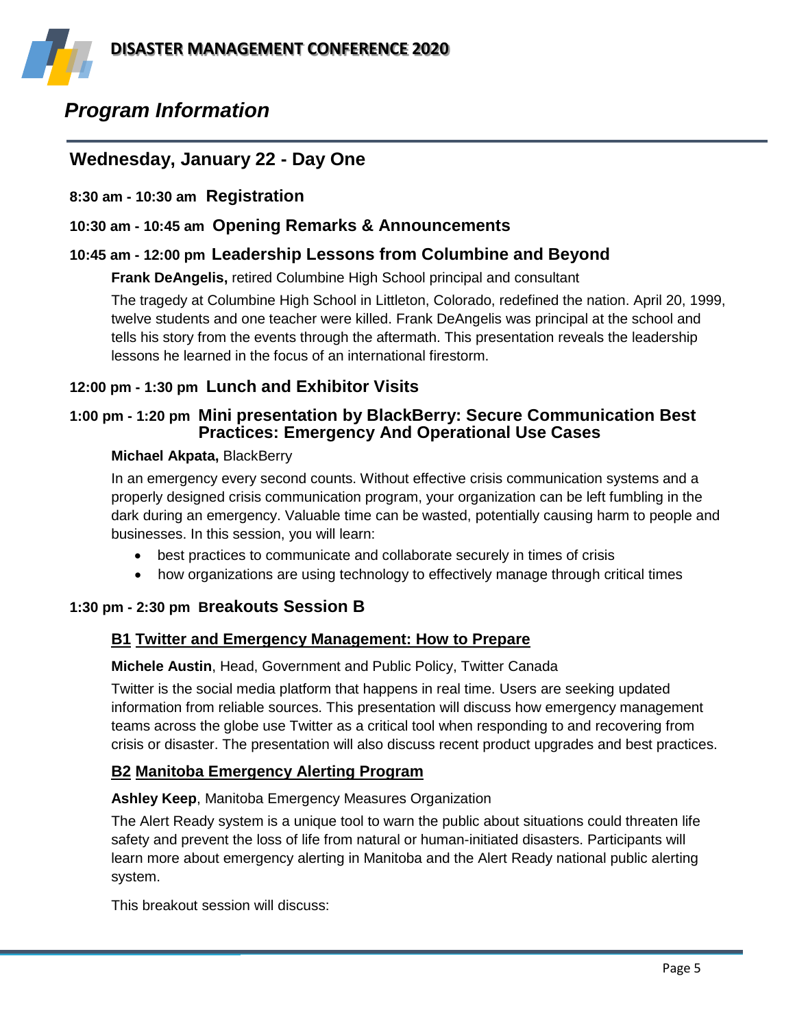# Program Information

## Wednesday, January 22 - Day One

**8:30 am - 10:30 am Registration**

**10:30 am - 10:45 am Opening Remarks & Announcements**

**10:45 am - 12:00 pm Leadership Lessons from Columbine and Beyond**

**Frank DeAngelis,** retired Columbine High School principal and consultant

The tragedy at Columbine High School in Littleton, Colorado, redefined the nation. April 20, 1999, twelve students and one teacher were killed. Frank DeAngelis was principal at the school and tells his story from the events through the aftermath. This presentation reveals the leadership lessons he learned in the focus of an international firestorm.

**12:00 pm - 1:30 pm Lunch and Exhibitor Visits**

**1:00 pm - 1:20 pm Mini presentation by BlackBerry: Secure Communication Best Practices: Emergency And Operational Use Cases**

**Michael Akpata,** BlackBerry

In an emergency every second counts. Without effective crisis communication systems and a properly designed crisis communication program, your organization can be left fumbling in the dark during an emergency. Valuable time can be wasted, potentially causing harm to people and businesses. In this session, you will learn:

- best practices to communicate and collaborate securely in times of crisis
- how organizations are using technology to effectively manage through critical times

**1:30 pm - 2:30 pm Breakouts Session B**

**B1 Twitter and Emergency Management: How to Prepare**

**Michele Austin**, Head, Government and Public Policy, Twitter Canada

Twitter is the social media platform that happens in real time. Users are seeking updated information from reliable sources. This presentation will discuss how emergency management teams across the globe use Twitter as a critical tool when responding to and recovering from crisis or disaster. The presentation will also discuss recent product upgrades and best practices.

**B2 Manitoba Emergency Alerting Program**

**Ashley Keep**, Manitoba Emergency Measures Organization

The Alert Ready system is a unique tool to warn the public about situations could threaten life safety and prevent the loss of life from natural or human-initiated disasters. Participants will learn more about emergency alerting in Manitoba and the Alert Ready national public alerting system.

This breakout session will discuss: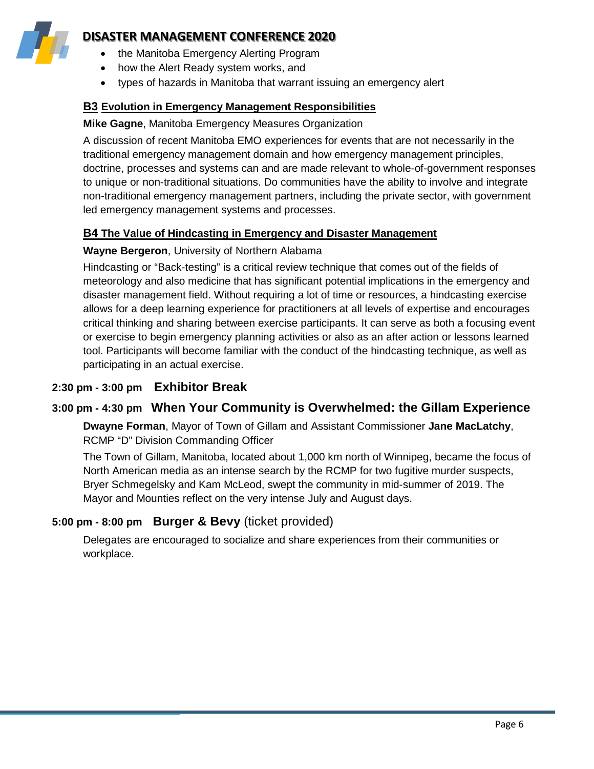- the Manitoba Emergency Alerting Program
- how the Alert Ready system works, and
- types of hazards in Manitoba that warrant issuing an emergency alert

### B3 Evolution in Emergency Management Responsibilities

**Mike Gagne**, Manitoba Emergency Measures Organization

A discussion of recent Manitoba EMO experiences for events that are not necessarily in the traditional emergency management domain and how emergency management principles, doctrine, processes and systems can and are made relevant to whole-of-government responses to unique or non-traditional situations. Do communities have the ability to involve and integrate non-traditional emergency management partners, including the private sector, with government led emergency management systems and processes.

### B4 The Value of Hindcasting in Emergency and Disaster Management

**Wayne Bergeron**, University of Northern Alabama

Hindcasting or "Back-testing" is a critical review technique that comes out of the fields of meteorology and also medicine that has significant potential implications in the emergency and disaster management field. Without requiring a lot of time or resources, a hindcasting exercise allows for a deep learning experience for practitioners at all levels of expertise and encourages critical thinking and sharing between exercise participants. It can serve as both a focusing event or exercise to begin emergency planning activities or also as an after action or lessons learned tool. Participants will become familiar with the conduct of the hindcasting technique, as well as participating in an actual exercise.

## 2:30 pm - 3:00 pm Exhibitor Break

## 3:00 pm - 4:30 pm When Your Community is Overwhelmed: the Gillam Experience

**Dwayne Forman**, Mayor of Town of Gillam and Assistant Commissioner **Jane MacLatchy**, RCMP "D" Division Commanding Officer

The Town of Gillam, Manitoba, located about 1,000 km north of Winnipeg, became the focus of North American media as an intense search by the RCMP for two fugitive murder suspects, Bryer Schmegelsky and Kam McLeod, swept the community in mid-summer of 2019. The Mayor and Mounties reflect on the very intense July and August days.

## 5:00 pm - 8:00 pm Burger & Bevy (ticket provided)

Delegates are encouraged to socialize and share experiences from their communities or workplace.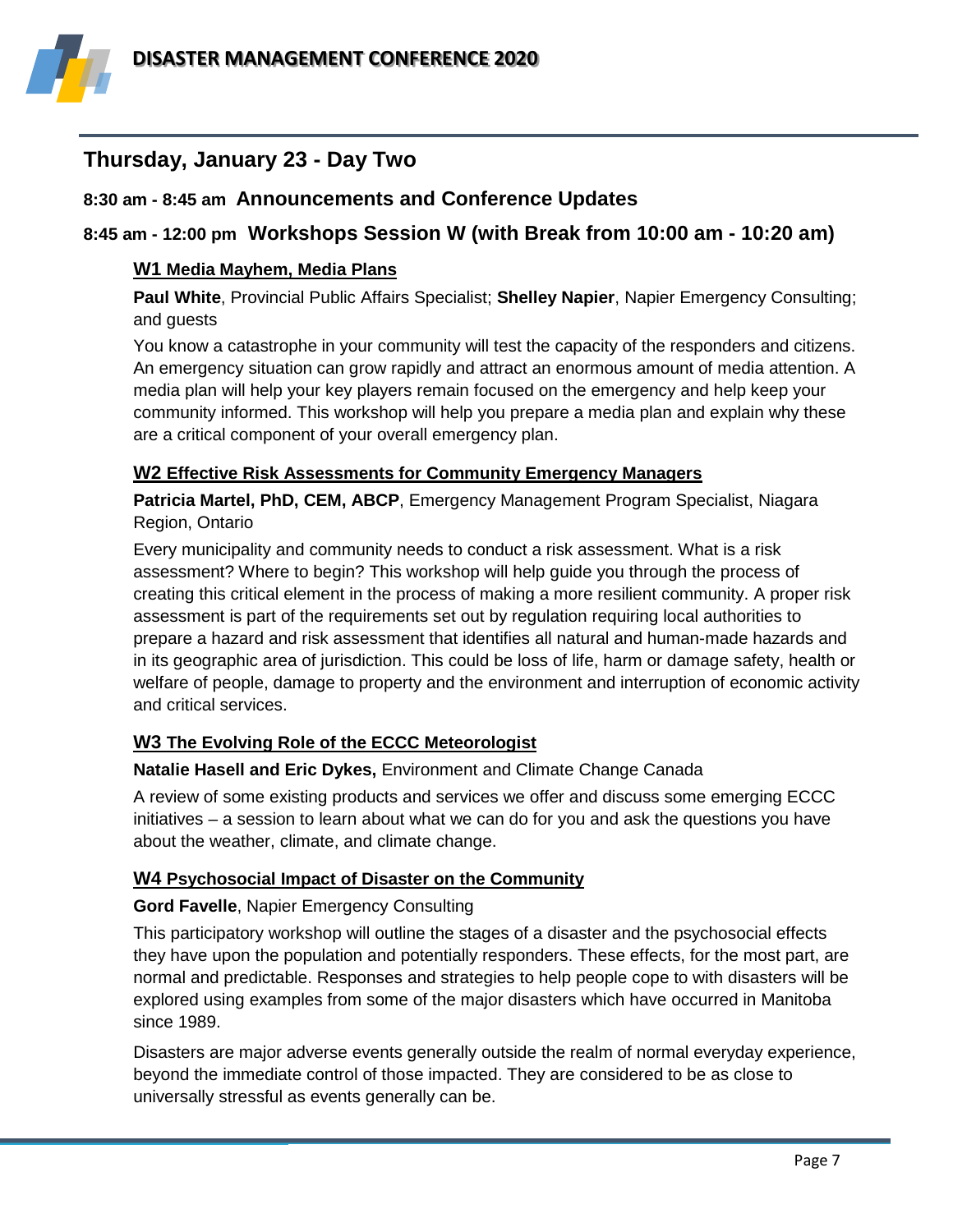## Thursday, January 23 - Day Two

**8:30 am - 8:45 am** **Announcements and Conference Updates**

**8:45 am - 12:00 pm** **Workshops Session W (with Break from 10:00 am - 10:20 am)**

### W1 Media Mayhem, Media Plans

**Paul White**, Provincial Public Affairs Specialist; **Shelley Napier**, Napier Emergency Consulting; and guests

You know a catastrophe in your community will test the capacity of the responders and citizens. An emergency situation can grow rapidly and attract an enormous amount of media attention. A media plan will help your key players remain focused on the emergency and help keep your community informed. This workshop will help you prepare a media plan and explain why these are a critical component of your overall emergency plan.

### W2 Effective Risk Assessments for Community Emergency Managers

**Patricia Martel, PhD, CEM, ABCP**, Emergency Management Program Specialist, Niagara Region, Ontario

Every municipality and community needs to conduct a risk assessment. What is a risk assessment? Where to begin? This workshop will help guide you through the process of creating this critical element in the process of making a more resilient community. A proper risk assessment is part of the requirements set out by regulation requiring local authorities to prepare a hazard and risk assessment that identifies all natural and human-made hazards and in its geographic area of jurisdiction. This could be loss of life, harm or damage safety, health or welfare of people, damage to property and the environment and interruption of economic activity and critical services.

### W3 The Evolving Role of the ECCC Meteorologist

**Natalie Hasell and Eric Dykes,** Environment and Climate Change Canada

A review of some existing products and services we offer and discuss some emerging ECCC initiatives – a session to learn about what we can do for you and ask the questions you have about the weather, climate, and climate change.

### W4 Psychosocial Impact of Disaster on the Community

**Gord Favelle**, Napier Emergency Consulting

This participatory workshop will outline the stages of a disaster and the psychosocial effects they have upon the population and potentially responders. These effects, for the most part, are normal and predictable. Responses and strategies to help people cope to with disasters will be explored using examples from some of the major disasters which have occurred in Manitoba since 1989.

Disasters are major adverse events generally outside the realm of normal everyday experience, beyond the immediate control of those impacted. They are considered to be as close to universally stressful as events generally can be.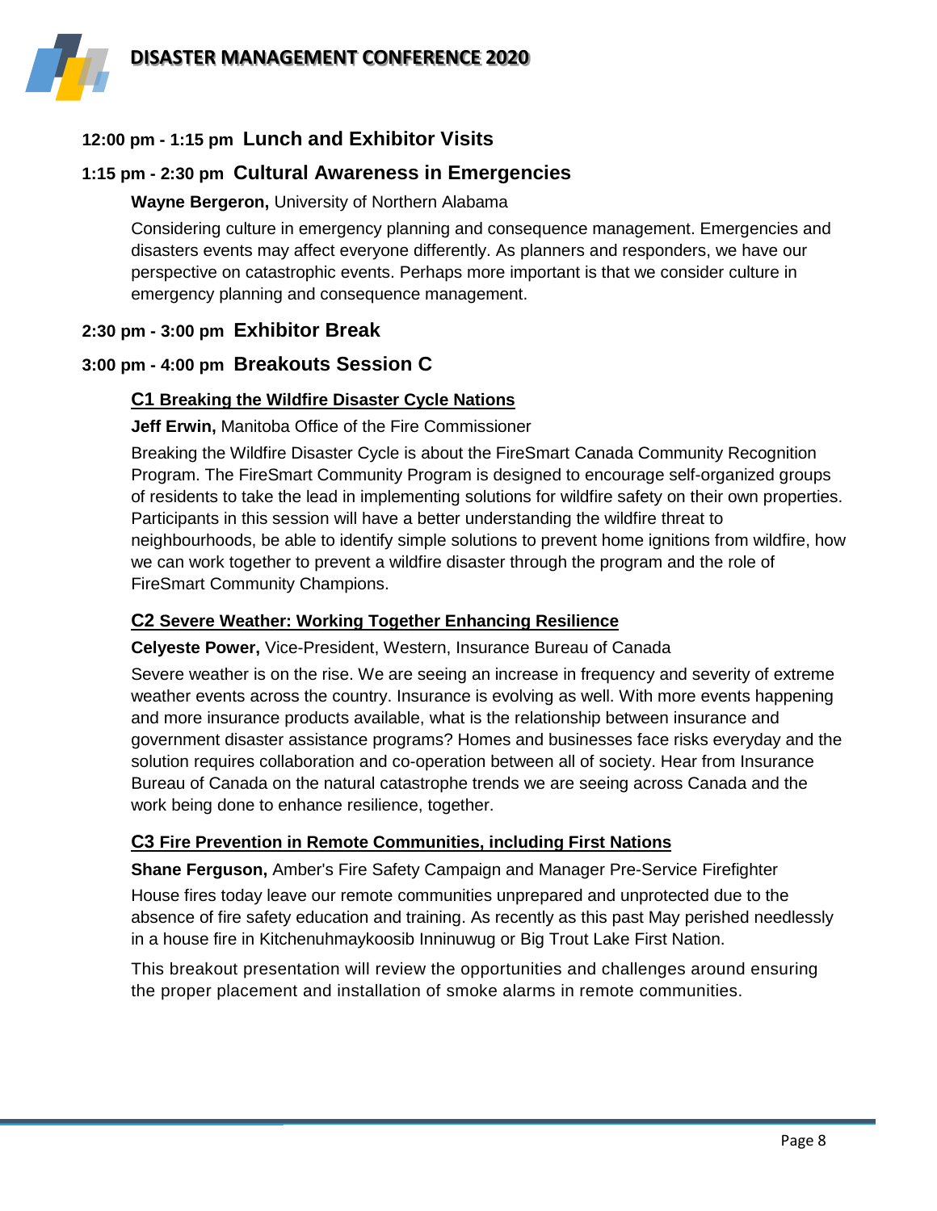## 12:00 pm - 1:15 pm Lunch and Exhibitor Visits

## 1:15 pm - 2:30 pm Cultural Awareness in Emergencies

**Wayne Bergeron,** University of Northern Alabama

Considering culture in emergency planning and consequence management. Emergencies and disasters events may affect everyone differently. As planners and responders, we have our perspective on catastrophic events. Perhaps more important is that we consider culture in emergency planning and consequence management.

## 2:30 pm - 3:00 pm Exhibitor Break

## 3:00 pm - 4:00 pm Breakouts Session C

### C1 Breaking the Wildfire Disaster Cycle Nations

**Jeff Erwin,** Manitoba Office of the Fire Commissioner

Breaking the Wildfire Disaster Cycle is about the FireSmart Canada Community Recognition Program. The FireSmart Community Program is designed to encourage self-organized groups of residents to take the lead in implementing solutions for wildfire safety on their own properties. Participants in this session will have a better understanding the wildfire threat to neighbourhoods, be able to identify simple solutions to prevent home ignitions from wildfire, how we can work together to prevent a wildfire disaster through the program and the role of FireSmart Community Champions.

### C2 Severe Weather: Working Together Enhancing Resilience

**Celyeste Power,** Vice-President, Western, Insurance Bureau of Canada

Severe weather is on the rise. We are seeing an increase in frequency and severity of extreme weather events across the country. Insurance is evolving as well. With more events happening and more insurance products available, what is the relationship between insurance and government disaster assistance programs? Homes and businesses face risks everyday and the solution requires collaboration and co-operation between all of society. Hear from Insurance Bureau of Canada on the natural catastrophe trends we are seeing across Canada and the work being done to enhance resilience, together.

### C3 Fire Prevention in Remote Communities, including First Nations

**Shane Ferguson,** Amber's Fire Safety Campaign and Manager Pre-Service Firefighter

House fires today leave our remote communities unprepared and unprotected due to the absence of fire safety education and training. As recently as this past May perished needlessly in a house fire in Kitchenuhmaykoosib Inninuwug or Big Trout Lake First Nation.

This breakout presentation will review the opportunities and challenges around ensuring the proper placement and installation of smoke alarms in remote communities.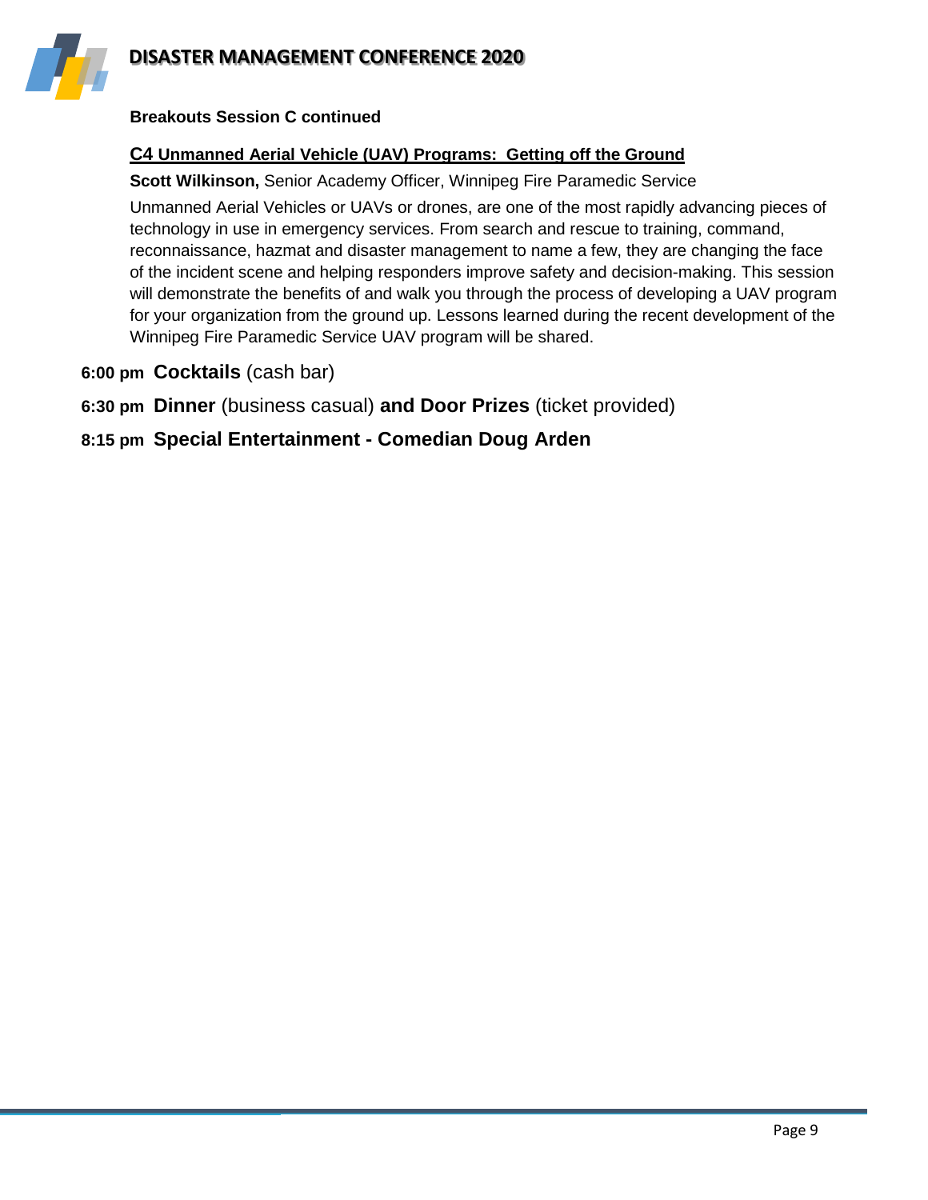**Breakouts Session C continued**

### C4 Unmanned Aerial Vehicle (UAV) Programs: Getting off the Ground

**Scott Wilkinson,** Senior Academy Officer, Winnipeg Fire Paramedic Service

Unmanned Aerial Vehicles or UAVs or drones, are one of the most rapidly advancing pieces of technology in use in emergency services. From search and rescue to training, command, reconnaissance, hazmat and disaster management to name a few, they are changing the face of the incident scene and helping responders improve safety and decision-making. This session will demonstrate the benefits of and walk you through the process of developing a UAV program for your organization from the ground up. Lessons learned during the recent development of the Winnipeg Fire Paramedic Service UAV program will be shared.

**6:00 pm** **Cocktails** (cash bar)

**6:30 pm** **Dinner** (business casual) **and Door Prizes** (ticket provided)

**8:15 pm** **Special Entertainment - Comedian Doug Arden**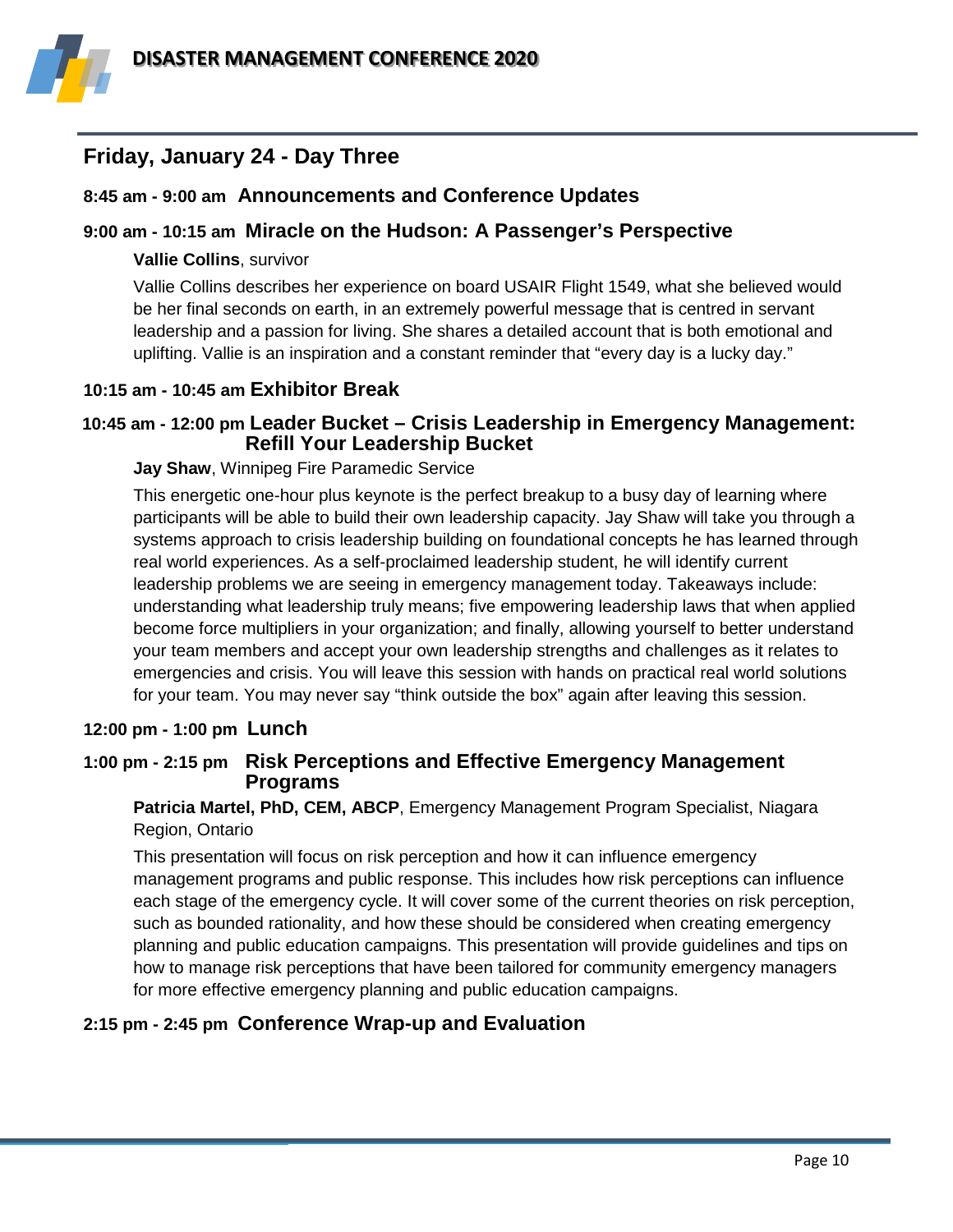## Friday, January 24 - Day Three

### 8:45 am - 9:00 am Announcements and Conference Updates

### 9:00 am - 10:15 am Miracle on the Hudson: A Passenger's Perspective

**Vallie Collins**, survivor

Vallie Collins describes her experience on board USAIR Flight 1549, what she believed would be her final seconds on earth, in an extremely powerful message that is centred in servant leadership and a passion for living. She shares a detailed account that is both emotional and uplifting. Vallie is an inspiration and a constant reminder that "every day is a lucky day."

### 10:15 am - 10:45 am Exhibitor Break

### 10:45 am - 12:00 pm Leader Bucket – Crisis Leadership in Emergency Management: Refill Your Leadership Bucket

**Jay Shaw**, Winnipeg Fire Paramedic Service

This energetic one-hour plus keynote is the perfect breakup to a busy day of learning where participants will be able to build their own leadership capacity. Jay Shaw will take you through a systems approach to crisis leadership building on foundational concepts he has learned through real world experiences. As a self-proclaimed leadership student, he will identify current leadership problems we are seeing in emergency management today. Takeaways include: understanding what leadership truly means; five empowering leadership laws that when applied become force multipliers in your organization; and finally, allowing yourself to better understand your team members and accept your own leadership strengths and challenges as it relates to emergencies and crisis. You will leave this session with hands on practical real world solutions for your team. You may never say "think outside the box" again after leaving this session.

### 12:00 pm - 1:00 pm Lunch

### 1:00 pm - 2:15 pm Risk Perceptions and Effective Emergency Management Programs

**Patricia Martel, PhD, CEM, ABCP**, Emergency Management Program Specialist, Niagara Region, Ontario

This presentation will focus on risk perception and how it can influence emergency management programs and public response. This includes how risk perceptions can influence each stage of the emergency cycle. It will cover some of the current theories on risk perception, such as bounded rationality, and how these should be considered when creating emergency planning and public education campaigns. This presentation will provide guidelines and tips on how to manage risk perceptions that have been tailored for community emergency managers for more effective emergency planning and public education campaigns.

### 2:15 pm - 2:45 pm Conference Wrap-up and Evaluation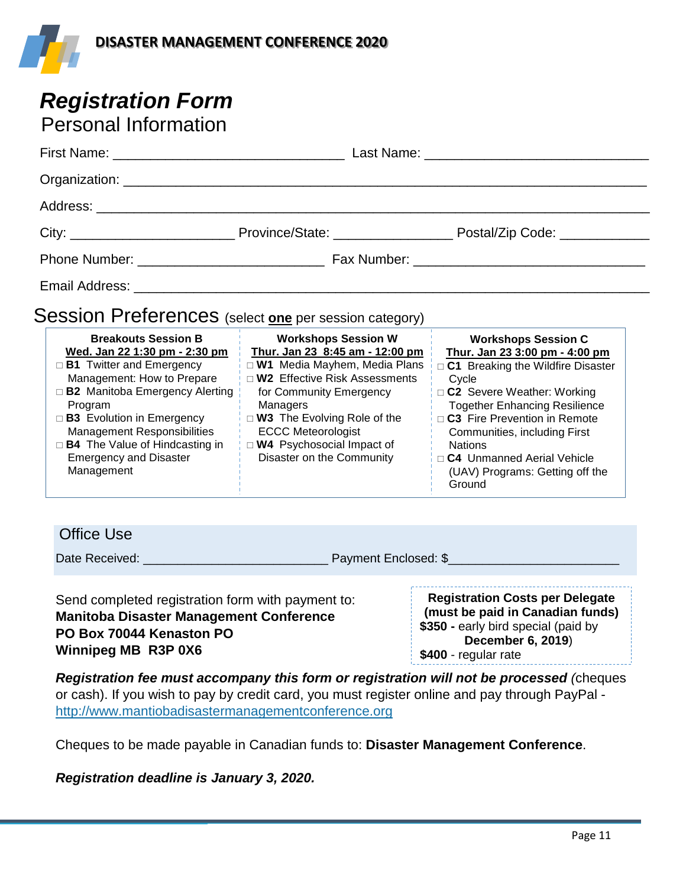# Registration Form

## Personal Information

First Name: ______________________________ Last Name: ______________________________

Organization: ____________________________________________________________________

Address: ________________________________________________________________________

City: _____________________ Province/State: _______________ Postal/Zip Code: ____________

Phone Number: _______________________ Fax Number: ______________________________

Email Address: ____________________________________________________________________

## Session Preferences (select **one** per session category)

| Breakouts Session B<br>Wed. Jan 22 1:30 pm - 2:30 pm | Workshops Session W<br>Thur. Jan 23 8:45 am - 12:00 pm | Workshops Session C<br>Thur. Jan 23 3:00 pm - 4:00 pm |
|---|---|---|
| □ **B1** Twitter and Emergency Management: How to Prepare | □ **W1** Media Mayhem, Media Plans | □ **C1** Breaking the Wildfire Disaster Cycle |
| □ **B2** Manitoba Emergency Alerting Program | □ **W2** Effective Risk Assessments for Community Emergency Managers | □ **C2** Severe Weather: Working Together Enhancing Resilience |
| □ **B3** Evolution in Emergency Management Responsibilities | □ **W3** The Evolving Role of the ECCC Meteorologist | □ **C3** Fire Prevention in Remote Communities, including First Nations |
| □ **B4** The Value of Hindcasting in Emergency and Disaster Management | □ **W4** Psychosocial Impact of Disaster on the Community | □ **C4** Unmanned Aerial Vehicle (UAV) Programs: Getting off the Ground |

### Office Use

Date Received: _________________________ Payment Enclosed: $_______________________

Send completed registration form with payment to:
**Manitoba Disaster Management Conference**
**PO Box 70044 Kenaston PO**
**Winnipeg MB R3P 0X6**

**Registration Costs per Delegate (must be paid in Canadian funds)**
**$350 -** early bird special (paid by **December 6, 2019**)
**$400** - regular rate

***Registration fee must accompany this form or registration will not be processed*** *(*cheques or cash). If you wish to pay by credit card, you must register online and pay through PayPal - http://www.mantiobadisastermanagementconference.org

Cheques to be made payable in Canadian funds to: **Disaster Management Conference**.

***Registration deadline is January 3, 2020.***